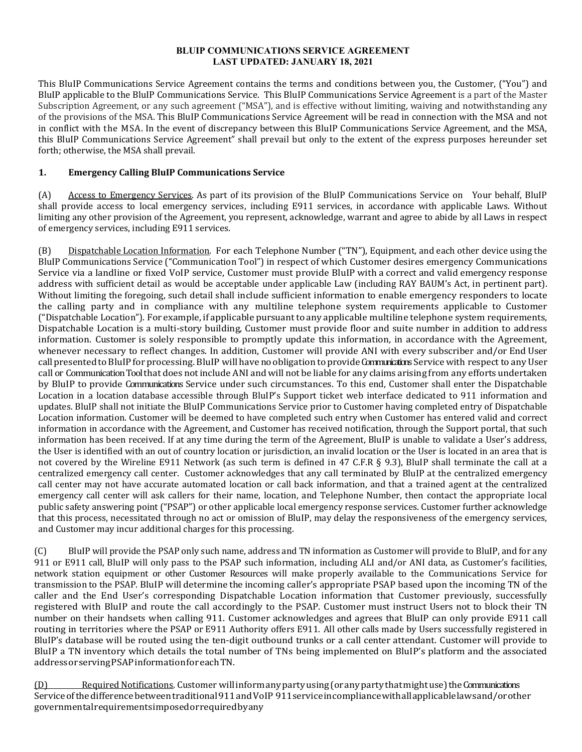**BLUIP COMMUNICATIONS SERVICE AGREEMENT**
**LAST UPDATED: JANUARY 18, 2021**

This BluIP Communications Service Agreement contains the terms and conditions between you, the Customer, ("You") and BluIP applicable to the BluIP Communications Service. This BluIP Communications Service Agreement is a part of the Master Subscription Agreement, or any such agreement ("MSA"), and is effective without limiting, waiving and notwithstanding any of the provisions of the MSA. This BluIP Communications Service Agreement will be read in connection with the MSA and not in conflict with the MSA. In the event of discrepancy between this BluIP Communications Service Agreement, and the MSA, this BluIP Communications Service Agreement" shall prevail but only to the extent of the express purposes hereunder set forth; otherwise, the MSA shall prevail.

## 1. Emergency Calling BluIP Communications Service

(A) Access to Emergency Services. As part of its provision of the BluIP Communications Service on Your behalf, BluIP shall provide access to local emergency services, including E911 services, in accordance with applicable Laws. Without limiting any other provision of the Agreement, you represent, acknowledge, warrant and agree to abide by all Laws in respect of emergency services, including E911 services.

(B) Dispatchable Location Information. For each Telephone Number ("TN"), Equipment, and each other device using the BluIP Communications Service ("Communication Tool") in respect of which Customer desires emergency Communications Service via a landline or fixed VoIP service, Customer must provide BluIP with a correct and valid emergency response address with sufficient detail as would be acceptable under applicable Law (including RAY BAUM's Act, in pertinent part). Without limiting the foregoing, such detail shall include sufficient information to enable emergency responders to locate the calling party and in compliance with any multiline telephone system requirements applicable to Customer ("Dispatchable Location"). For example, if applicable pursuant to any applicable multiline telephone system requirements, Dispatchable Location is a multi-story building, Customer must provide floor and suite number in addition to address information. Customer is solely responsible to promptly update this information, in accordance with the Agreement, whenever necessary to reflect changes. In addition, Customer will provide ANI with every subscriber and/or End User call presented to BluIP for processing. BluIP will have no obligation to provide Communications Service with respect to any User call or Communication Tool that does not include ANI and will not be liable for any claims arising from any efforts undertaken by BluIP to provide Communications Service under such circumstances. To this end, Customer shall enter the Dispatchable Location in a location database accessible through BluIP's Support ticket web interface dedicated to 911 information and updates. BluIP shall not initiate the BluIP Communications Service prior to Customer having completed entry of Dispatchable Location information. Customer will be deemed to have completed such entry when Customer has entered valid and correct information in accordance with the Agreement, and Customer has received notification, through the Support portal, that such information has been received. If at any time during the term of the Agreement, BluIP is unable to validate a User's address, the User is identified with an out of country location or jurisdiction, an invalid location or the User is located in an area that is not covered by the Wireline E911 Network (as such term is defined in 47 C.F.R § 9.3), BluIP shall terminate the call at a centralized emergency call center. Customer acknowledges that any call terminated by BluIP at the centralized emergency call center may not have accurate automated location or call back information, and that a trained agent at the centralized emergency call center will ask callers for their name, location, and Telephone Number, then contact the appropriate local public safety answering point ("PSAP") or other applicable local emergency response services. Customer further acknowledge that this process, necessitated through no act or omission of BluIP, may delay the responsiveness of the emergency services, and Customer may incur additional charges for this processing.

(C) BluIP will provide the PSAP only such name, address and TN information as Customer will provide to BluIP, and for any 911 or E911 call, BluIP will only pass to the PSAP such information, including ALI and/or ANI data, as Customer's facilities, network station equipment or other Customer Resources will make properly available to the Communications Service for transmission to the PSAP. BluIP will determine the incoming caller's appropriate PSAP based upon the incoming TN of the caller and the End User's corresponding Dispatchable Location information that Customer previously, successfully registered with BluIP and route the call accordingly to the PSAP. Customer must instruct Users not to block their TN number on their handsets when calling 911. Customer acknowledges and agrees that BluIP can only provide E911 call routing in territories where the PSAP or E911 Authority offers E911. All other calls made by Users successfully registered in BluIP's database will be routed using the ten-digit outbound trunks or a call center attendant. Customer will provide to BluIP a TN inventory which details the total number of TNs being implemented on BluIP's platform and the associated address or serving PSAP information for each TN.

(D) Required Notifications. Customer will inform any party using (or any party that might use) the Communications Service of the difference between traditional 911 and VoIP 911 service in compliance with all applicable laws and/or other governmental requirements imposed or required by any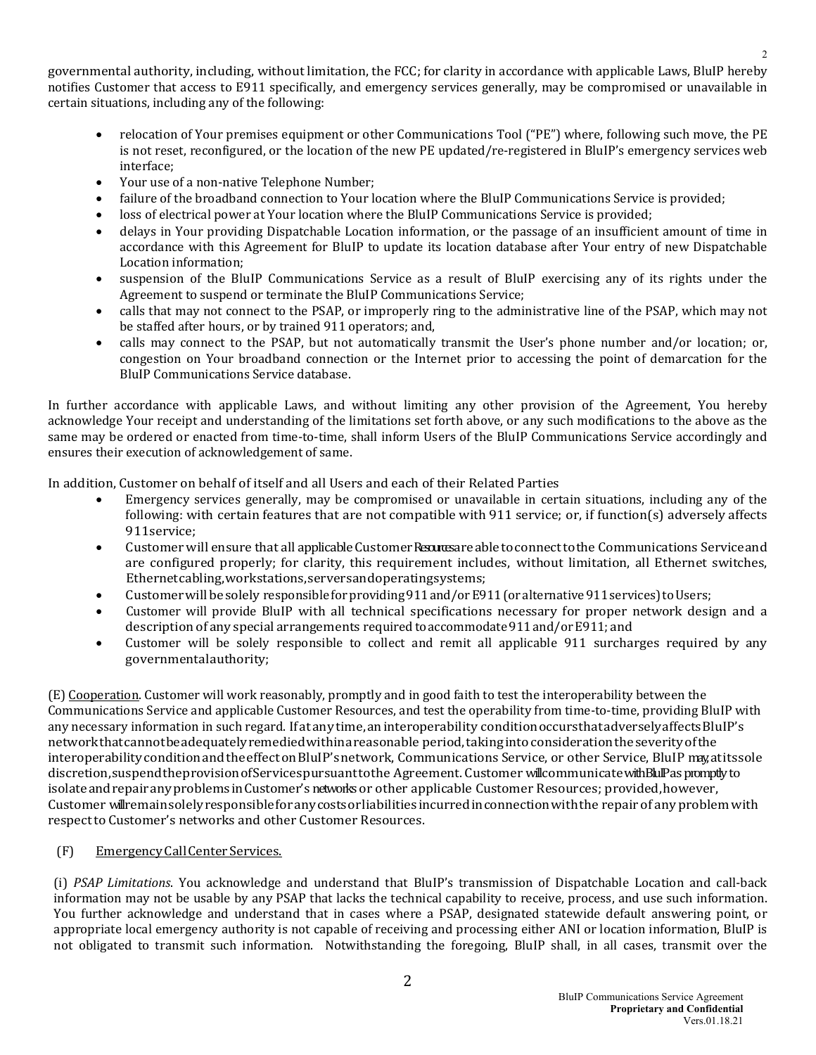governmental authority, including, without limitation, the FCC; for clarity in accordance with applicable Laws, BluIP hereby notifies Customer that access to E911 specifically, and emergency services generally, may be compromised or unavailable in certain situations, including any of the following:

- relocation of Your premises equipment or other Communications Tool ("PE") where, following such move, the PE is not reset, reconfigured, or the location of the new PE updated/re-registered in BluIP's emergency services web interface;
- Your use of a non-native Telephone Number;
- failure of the broadband connection to Your location where the BluIP Communications Service is provided;
- loss of electrical power at Your location where the BluIP Communications Service is provided;
- delays in Your providing Dispatchable Location information, or the passage of an insufficient amount of time in accordance with this Agreement for BluIP to update its location database after Your entry of new Dispatchable Location information;
- suspension of the BluIP Communications Service as a result of BluIP exercising any of its rights under the Agreement to suspend or terminate the BluIP Communications Service;
- calls that may not connect to the PSAP, or improperly ring to the administrative line of the PSAP, which may not be staffed after hours, or by trained 911 operators; and,
- calls may connect to the PSAP, but not automatically transmit the User's phone number and/or location; or, congestion on Your broadband connection or the Internet prior to accessing the point of demarcation for the BluIP Communications Service database.

In further accordance with applicable Laws, and without limiting any other provision of the Agreement, You hereby acknowledge Your receipt and understanding of the limitations set forth above, or any such modifications to the above as the same may be ordered or enacted from time-to-time, shall inform Users of the BluIP Communications Service accordingly and ensures their execution of acknowledgement of same.

In addition, Customer on behalf of itself and all Users and each of their Related Parties

- Emergency services generally, may be compromised or unavailable in certain situations, including any of the following: with certain features that are not compatible with 911 service; or, if function(s) adversely affects 911service;
- Customer will ensure that all applicable Customer Resources are able to connect to the Communications Service and are configured properly; for clarity, this requirement includes, without limitation, all Ethernet switches, Ethernet cabling, workstations, servers and operating systems;
- Customer will be solely responsible for providing 911 and/or E911 (or alternative 911 services) to Users;
- Customer will provide BluIP with all technical specifications necessary for proper network design and a description of any special arrangements required to accommodate 911 and/or E911; and
- Customer will be solely responsible to collect and remit all applicable 911 surcharges required by any governmental authority;

(E) <u>Cooperation</u>. Customer will work reasonably, promptly and in good faith to test the interoperability between the Communications Service and applicable Customer Resources, and test the operability from time-to-time, providing BluIP with any necessary information in such regard. If at any time, an interoperability condition occurs that adversely affects BluIP's network that cannot be adequately remedied within a reasonable period, taking into consideration the severity of the interoperability condition and the effect on BluIP's network, Communications Service, or other Service, BluIP may, at its sole discretion, suspend the provision of Services pursuant to the Agreement. Customer will communicate with BluIP as promptly to isolate and repair any problems in Customer's networks or other applicable Customer Resources; provided, however, Customer will remain solely responsible for any costs or liabilities incurred in connection with the repair of any problem with respect to Customer's networks and other Customer Resources.

(F) <u>Emergency Call Center Services.</u>

(i) *PSAP Limitations*. You acknowledge and understand that BluIP's transmission of Dispatchable Location and call-back information may not be usable by any PSAP that lacks the technical capability to receive, process, and use such information. You further acknowledge and understand that in cases where a PSAP, designated statewide default answering point, or appropriate local emergency authority is not capable of receiving and processing either ANI or location information, BluIP is not obligated to transmit such information. Notwithstanding the foregoing, BluIP shall, in all cases, transmit over the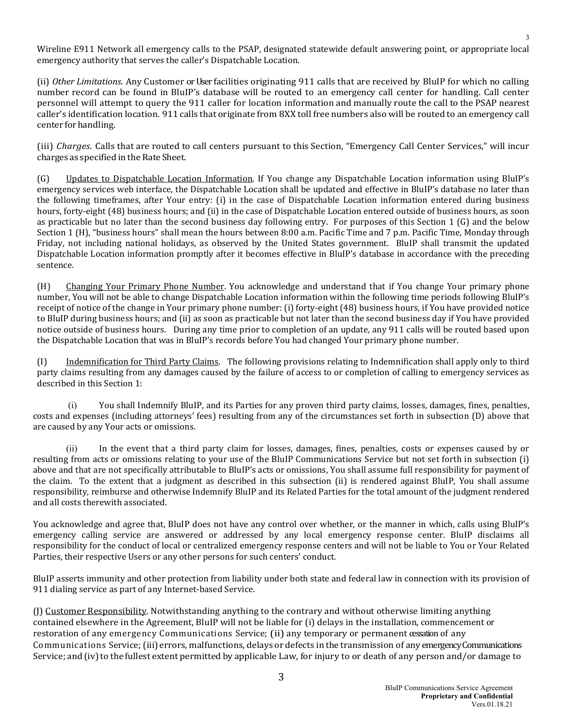Wireline E911 Network all emergency calls to the PSAP, designated statewide default answering point, or appropriate local emergency authority that serves the caller's Dispatchable Location.

(ii) *Other Limitations*. Any Customer or User facilities originating 911 calls that are received by BluIP for which no calling number record can be found in BluIP's database will be routed to an emergency call center for handling. Call center personnel will attempt to query the 911 caller for location information and manually route the call to the PSAP nearest caller's identification location. 911 calls that originate from 8XX toll free numbers also will be routed to an emergency call center for handling.

(iii) *Charges*. Calls that are routed to call centers pursuant to this Section, "Emergency Call Center Services," will incur charges as specified in the Rate Sheet.

(G) Updates to Dispatchable Location Information. If You change any Dispatchable Location information using BluIP's emergency services web interface, the Dispatchable Location shall be updated and effective in BluIP's database no later than the following timeframes, after Your entry: (i) in the case of Dispatchable Location information entered during business hours, forty-eight (48) business hours; and (ii) in the case of Dispatchable Location entered outside of business hours, as soon as practicable but no later than the second business day following entry. For purposes of this Section 1 (G) and the below Section 1 (H), "business hours" shall mean the hours between 8:00 a.m. Pacific Time and 7 p.m. Pacific Time, Monday through Friday, not including national holidays, as observed by the United States government. BluIP shall transmit the updated Dispatchable Location information promptly after it becomes effective in BluIP's database in accordance with the preceding sentence.

(H) Changing Your Primary Phone Number. You acknowledge and understand that if You change Your primary phone number, You will not be able to change Dispatchable Location information within the following time periods following BluIP's receipt of notice of the change in Your primary phone number: (i) forty-eight (48) business hours, if You have provided notice to BluIP during business hours; and (ii) as soon as practicable but not later than the second business day if You have provided notice outside of business hours. During any time prior to completion of an update, any 911 calls will be routed based upon the Dispatchable Location that was in BluIP's records before You had changed Your primary phone number.

(I) Indemnification for Third Party Claims. The following provisions relating to Indemnification shall apply only to third party claims resulting from any damages caused by the failure of access to or completion of calling to emergency services as described in this Section 1:

(i) You shall Indemnify BluIP, and its Parties for any proven third party claims, losses, damages, fines, penalties, costs and expenses (including attorneys' fees) resulting from any of the circumstances set forth in subsection (D) above that are caused by any Your acts or omissions.

(ii) In the event that a third party claim for losses, damages, fines, penalties, costs or expenses caused by or resulting from acts or omissions relating to your use of the BluIP Communications Service but not set forth in subsection (i) above and that are not specifically attributable to BluIP's acts or omissions, You shall assume full responsibility for payment of the claim. To the extent that a judgment as described in this subsection (ii) is rendered against BluIP, You shall assume responsibility, reimburse and otherwise Indemnify BluIP and its Related Parties for the total amount of the judgment rendered and all costs therewith associated.

You acknowledge and agree that, BluIP does not have any control over whether, or the manner in which, calls using BluIP's emergency calling service are answered or addressed by any local emergency response center. BluIP disclaims all responsibility for the conduct of local or centralized emergency response centers and will not be liable to You or Your Related Parties, their respective Users or any other persons for such centers' conduct.

BluIP asserts immunity and other protection from liability under both state and federal law in connection with its provision of 911 dialing service as part of any Internet-based Service.

(J) Customer Responsibility. Notwithstanding anything to the contrary and without otherwise limiting anything contained elsewhere in the Agreement, BluIP will not be liable for (i) delays in the installation, commencement or restoration of any emergency Communications Service; (ii) any temporary or permanent cessation of any Communications Service; (iii) errors, malfunctions, delays or defects in the transmission of any emergency Communications Service; and (iv) to the fullest extent permitted by applicable Law, for injury to or death of any person and/or damage to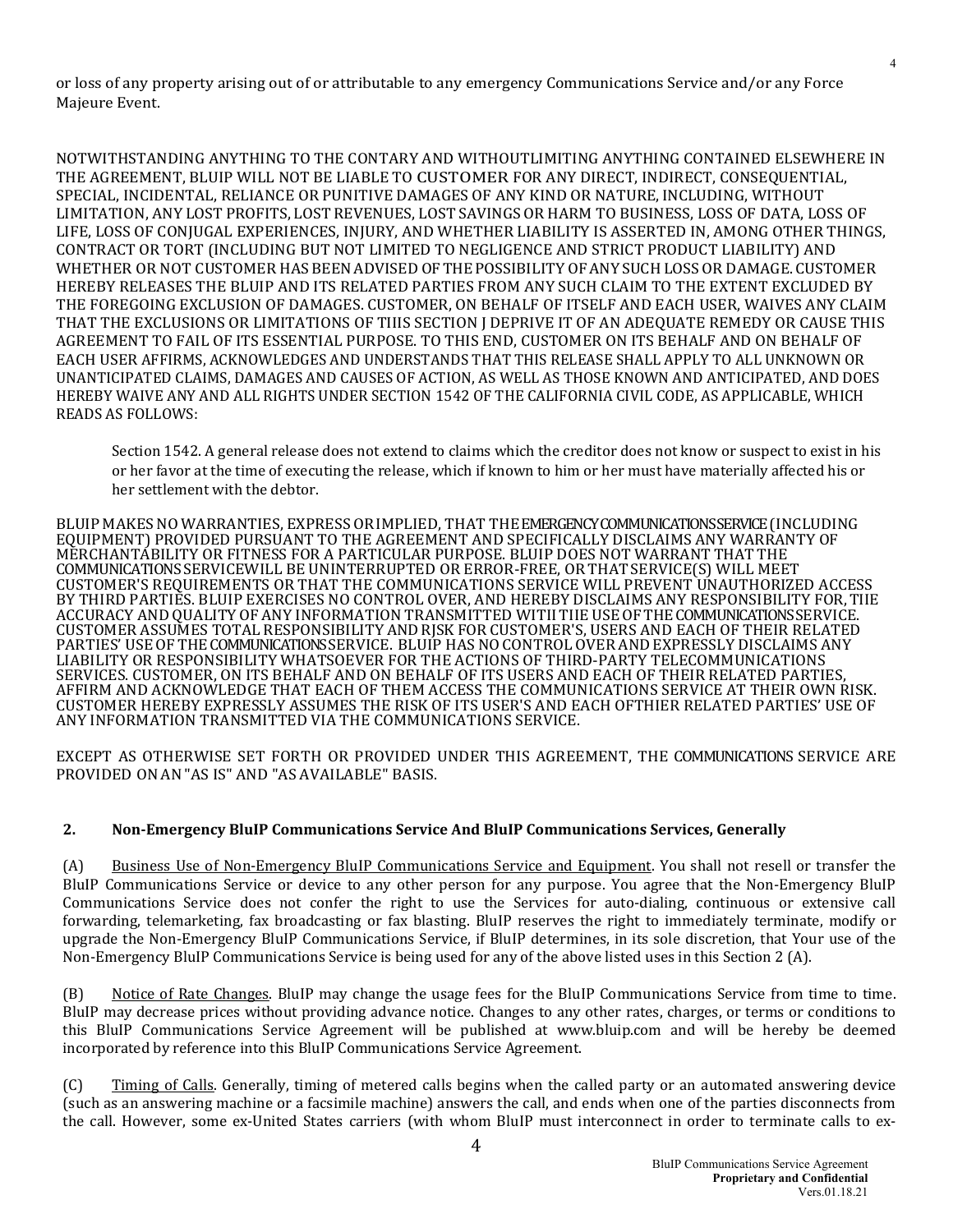or loss of any property arising out of or attributable to any emergency Communications Service and/or any Force Majeure Event.

NOTWITHSTANDING ANYTHING TO THE CONTARY AND WITHOUTLIMITING ANYTHING CONTAINED ELSEWHERE IN THE AGREEMENT, BLUIP WILL NOT BE LIABLE TO CUSTOMER FOR ANY DIRECT, INDIRECT, CONSEQUENTIAL, SPECIAL, INCIDENTAL, RELIANCE OR PUNITIVE DAMAGES OF ANY KIND OR NATURE, INCLUDING, WITHOUT LIMITATION, ANY LOST PROFITS, LOST REVENUES, LOST SAVINGS OR HARM TO BUSINESS, LOSS OF DATA, LOSS OF LIFE, LOSS OF CONJUGAL EXPERIENCES, INJURY, AND WHETHER LIABILITY IS ASSERTED IN, AMONG OTHER THINGS, CONTRACT OR TORT (INCLUDING BUT NOT LIMITED TO NEGLIGENCE AND STRICT PRODUCT LIABILITY) AND WHETHER OR NOT CUSTOMER HAS BEEN ADVISED OF THE POSSIBILITY OF ANY SUCH LOSS OR DAMAGE. CUSTOMER HEREBY RELEASES THE BLUIP AND ITS RELATED PARTIES FROM ANY SUCH CLAIM TO THE EXTENT EXCLUDED BY THE FOREGOING EXCLUSION OF DAMAGES. CUSTOMER, ON BEHALF OF ITSELF AND EACH USER, WAIVES ANY CLAIM THAT THE EXCLUSIONS OR LIMITATIONS OF TIIIS SECTION J DEPRIVE IT OF AN ADEQUATE REMEDY OR CAUSE THIS AGREEMENT TO FAIL OF ITS ESSENTIAL PURPOSE. TO THIS END, CUSTOMER ON ITS BEHALF AND ON BEHALF OF EACH USER AFFIRMS, ACKNOWLEDGES AND UNDERSTANDS THAT THIS RELEASE SHALL APPLY TO ALL UNKNOWN OR UNANTICIPATED CLAIMS, DAMAGES AND CAUSES OF ACTION, AS WELL AS THOSE KNOWN AND ANTICIPATED, AND DOES HEREBY WAIVE ANY AND ALL RIGHTS UNDER SECTION 1542 OF THE CALIFORNIA CIVIL CODE, AS APPLICABLE, WHICH READS AS FOLLOWS:

> Section 1542. A general release does not extend to claims which the creditor does not know or suspect to exist in his or her favor at the time of executing the release, which if known to him or her must have materially affected his or her settlement with the debtor.

BLUIP MAKES NO WARRANTIES, EXPRESS OR IMPLIED, THAT THE EMERGENCY COMMUNICATIONS SERVICE (INCLUDING EQUIPMENT) PROVIDED PURSUANT TO THE AGREEMENT AND SPECIFICALLY DISCLAIMS ANY WARRANTY OF MERCHANTABILITY OR FITNESS FOR A PARTICULAR PURPOSE. BLUIP DOES NOT WARRANT THAT THE COMMUNICATIONS SERVICEWILL BE UNINTERRUPTED OR ERROR-FREE, OR THAT SERVICE(S) WILL MEET CUSTOMER'S REQUIREMENTS OR THAT THE COMMUNICATIONS SERVICE WILL PREVENT UNAUTHORIZED ACCESS BY THIRD PARTIES. BLUIP EXERCISES NO CONTROL OVER, AND HEREBY DISCLAIMS ANY RESPONSIBILITY FOR, TIIE ACCURACY AND QUALITY OF ANY INFORMATION TRANSMITTED WITII TIIE USE OF THE COMMUNICATIONS SERVICE. CUSTOMER ASSUMES TOTAL RESPONSIBILITY AND RJSK FOR CUSTOMER'S, USERS AND EACH OF THEIR RELATED PARTIES' USE OF THE COMMUNICATIONS SERVICE. BLUIP HAS NO CONTROL OVER AND EXPRESSLY DISCLAIMS ANY LIABILITY OR RESPONSIBILITY WHATSOEVER FOR THE ACTIONS OF THIRD-PARTY TELECOMMUNICATIONS SERVICES. CUSTOMER, ON ITS BEHALF AND ON BEHALF OF ITS USERS AND EACH OF THEIR RELATED PARTIES, AFFIRM AND ACKNOWLEDGE THAT EACH OF THEM ACCESS THE COMMUNICATIONS SERVICE AT THEIR OWN RISK. CUSTOMER HEREBY EXPRESSLY ASSUMES THE RISK OF ITS USER'S AND EACH OFTHIER RELATED PARTIES' USE OF ANY INFORMATION TRANSMITTED VIA THE COMMUNICATIONS SERVICE.

EXCEPT AS OTHERWISE SET FORTH OR PROVIDED UNDER THIS AGREEMENT, THE COMMUNICATIONS SERVICE ARE PROVIDED ON AN "AS IS" AND "AS AVAILABLE" BASIS.

## 2. Non-Emergency BluIP Communications Service And BluIP Communications Services, Generally

(A) Business Use of Non-Emergency BluIP Communications Service and Equipment. You shall not resell or transfer the BluIP Communications Service or device to any other person for any purpose. You agree that the Non-Emergency BluIP Communications Service does not confer the right to use the Services for auto-dialing, continuous or extensive call forwarding, telemarketing, fax broadcasting or fax blasting. BluIP reserves the right to immediately terminate, modify or upgrade the Non-Emergency BluIP Communications Service, if BluIP determines, in its sole discretion, that Your use of the Non-Emergency BluIP Communications Service is being used for any of the above listed uses in this Section 2 (A).

(B) Notice of Rate Changes. BluIP may change the usage fees for the BluIP Communications Service from time to time. BluIP may decrease prices without providing advance notice. Changes to any other rates, charges, or terms or conditions to this BluIP Communications Service Agreement will be published at www.bluip.com and will be hereby be deemed incorporated by reference into this BluIP Communications Service Agreement.

(C) Timing of Calls. Generally, timing of metered calls begins when the called party or an automated answering device (such as an answering machine or a facsimile machine) answers the call, and ends when one of the parties disconnects from the call. However, some ex-United States carriers (with whom BluIP must interconnect in order to terminate calls to ex-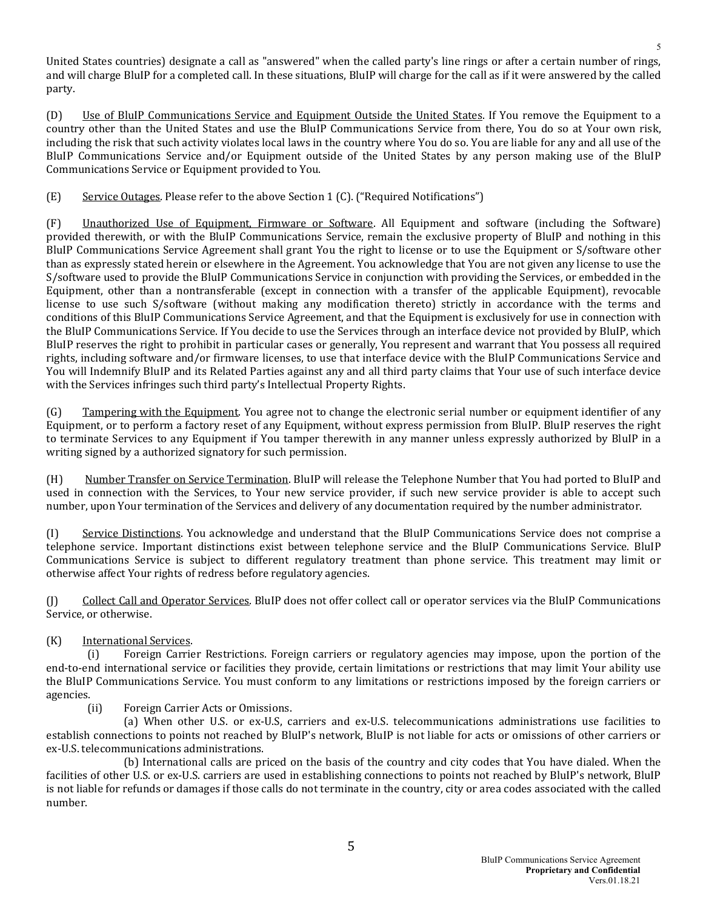United States countries) designate a call as "answered" when the called party's line rings or after a certain number of rings, and will charge BluIP for a completed call. In these situations, BluIP will charge for the call as if it were answered by the called party.

(D) Use of BluIP Communications Service and Equipment Outside the United States. If You remove the Equipment to a country other than the United States and use the BluIP Communications Service from there, You do so at Your own risk, including the risk that such activity violates local laws in the country where You do so. You are liable for any and all use of the BluIP Communications Service and/or Equipment outside of the United States by any person making use of the BluIP Communications Service or Equipment provided to You.

(E) Service Outages. Please refer to the above Section 1 (C). ("Required Notifications")

(F) Unauthorized Use of Equipment, Firmware or Software. All Equipment and software (including the Software) provided therewith, or with the BluIP Communications Service, remain the exclusive property of BluIP and nothing in this BluIP Communications Service Agreement shall grant You the right to license or to use the Equipment or S/software other than as expressly stated herein or elsewhere in the Agreement. You acknowledge that You are not given any license to use the S/software used to provide the BluIP Communications Service in conjunction with providing the Services, or embedded in the Equipment, other than a nontransferable (except in connection with a transfer of the applicable Equipment), revocable license to use such S/software (without making any modification thereto) strictly in accordance with the terms and conditions of this BluIP Communications Service Agreement, and that the Equipment is exclusively for use in connection with the BluIP Communications Service. If You decide to use the Services through an interface device not provided by BluIP, which BluIP reserves the right to prohibit in particular cases or generally, You represent and warrant that You possess all required rights, including software and/or firmware licenses, to use that interface device with the BluIP Communications Service and You will Indemnify BluIP and its Related Parties against any and all third party claims that Your use of such interface device with the Services infringes such third party's Intellectual Property Rights.

(G) Tampering with the Equipment. You agree not to change the electronic serial number or equipment identifier of any Equipment, or to perform a factory reset of any Equipment, without express permission from BluIP. BluIP reserves the right to terminate Services to any Equipment if You tamper therewith in any manner unless expressly authorized by BluIP in a writing signed by a authorized signatory for such permission.

(H) Number Transfer on Service Termination. BluIP will release the Telephone Number that You had ported to BluIP and used in connection with the Services, to Your new service provider, if such new service provider is able to accept such number, upon Your termination of the Services and delivery of any documentation required by the number administrator.

(I) Service Distinctions. You acknowledge and understand that the BluIP Communications Service does not comprise a telephone service. Important distinctions exist between telephone service and the BluIP Communications Service. BluIP Communications Service is subject to different regulatory treatment than phone service. This treatment may limit or otherwise affect Your rights of redress before regulatory agencies.

(J) Collect Call and Operator Services. BluIP does not offer collect call or operator services via the BluIP Communications Service, or otherwise.

(K) International Services.

(i) Foreign Carrier Restrictions. Foreign carriers or regulatory agencies may impose, upon the portion of the end-to-end international service or facilities they provide, certain limitations or restrictions that may limit Your ability use the BluIP Communications Service. You must conform to any limitations or restrictions imposed by the foreign carriers or agencies.

(ii) Foreign Carrier Acts or Omissions.

(a) When other U.S. or ex-U.S, carriers and ex-U.S. telecommunications administrations use facilities to establish connections to points not reached by BluIP's network, BluIP is not liable for acts or omissions of other carriers or ex-U.S. telecommunications administrations.

(b) International calls are priced on the basis of the country and city codes that You have dialed. When the facilities of other U.S. or ex-U.S. carriers are used in establishing connections to points not reached by BluIP's network, BluIP is not liable for refunds or damages if those calls do not terminate in the country, city or area codes associated with the called number.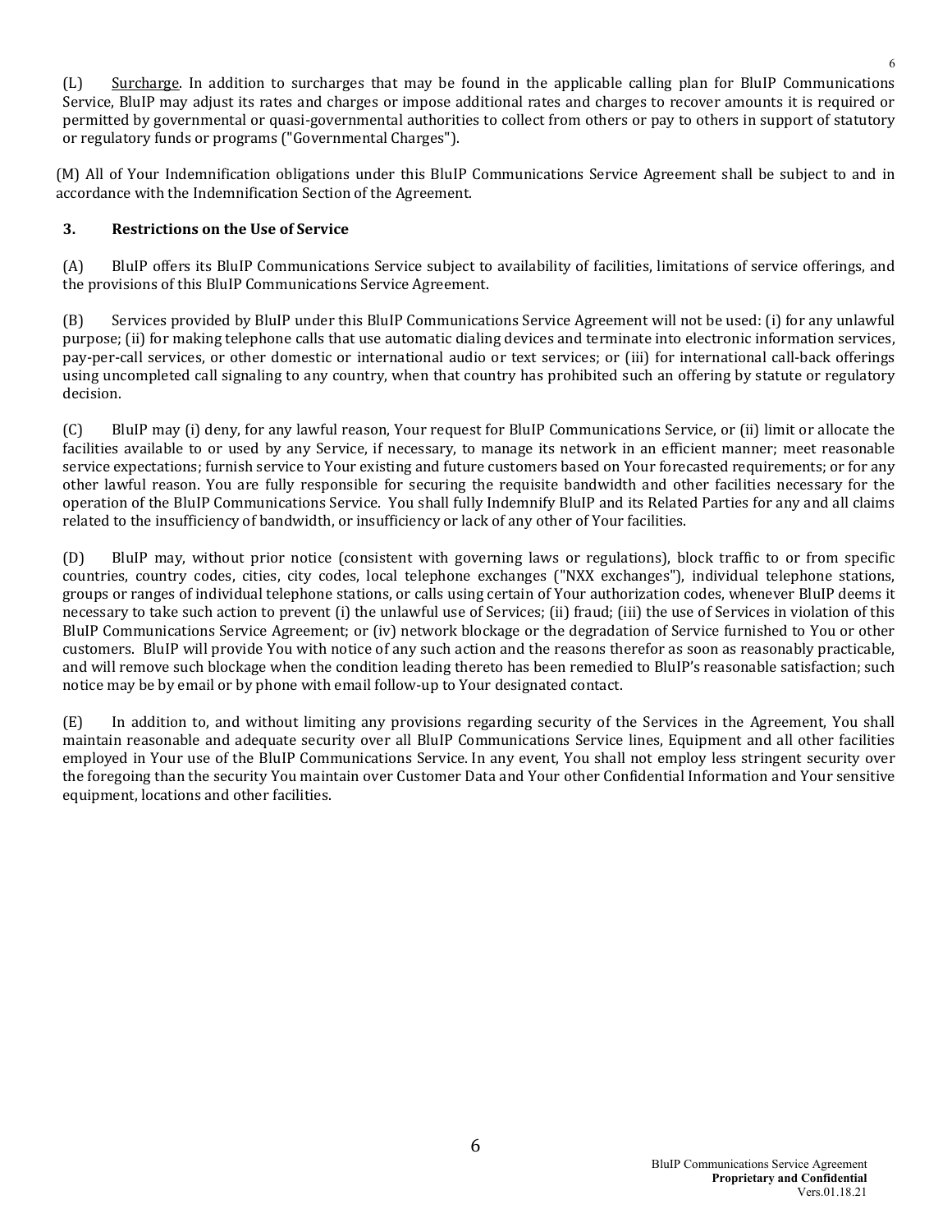(L) <u>Surcharge</u>. In addition to surcharges that may be found in the applicable calling plan for BluIP Communications Service, BluIP may adjust its rates and charges or impose additional rates and charges to recover amounts it is required or permitted by governmental or quasi-governmental authorities to collect from others or pay to others in support of statutory or regulatory funds or programs ("Governmental Charges").

(M) All of Your Indemnification obligations under this BluIP Communications Service Agreement shall be subject to and in accordance with the Indemnification Section of the Agreement.

### 3. Restrictions on the Use of Service

(A) BluIP offers its BluIP Communications Service subject to availability of facilities, limitations of service offerings, and the provisions of this BluIP Communications Service Agreement.

(B) Services provided by BluIP under this BluIP Communications Service Agreement will not be used: (i) for any unlawful purpose; (ii) for making telephone calls that use automatic dialing devices and terminate into electronic information services, pay-per-call services, or other domestic or international audio or text services; or (iii) for international call-back offerings using uncompleted call signaling to any country, when that country has prohibited such an offering by statute or regulatory decision.

(C) BluIP may (i) deny, for any lawful reason, Your request for BluIP Communications Service, or (ii) limit or allocate the facilities available to or used by any Service, if necessary, to manage its network in an efficient manner; meet reasonable service expectations; furnish service to Your existing and future customers based on Your forecasted requirements; or for any other lawful reason. You are fully responsible for securing the requisite bandwidth and other facilities necessary for the operation of the BluIP Communications Service. You shall fully Indemnify BluIP and its Related Parties for any and all claims related to the insufficiency of bandwidth, or insufficiency or lack of any other of Your facilities.

(D) BluIP may, without prior notice (consistent with governing laws or regulations), block traffic to or from specific countries, country codes, cities, city codes, local telephone exchanges ("NXX exchanges"), individual telephone stations, groups or ranges of individual telephone stations, or calls using certain of Your authorization codes, whenever BluIP deems it necessary to take such action to prevent (i) the unlawful use of Services; (ii) fraud; (iii) the use of Services in violation of this BluIP Communications Service Agreement; or (iv) network blockage or the degradation of Service furnished to You or other customers. BluIP will provide You with notice of any such action and the reasons therefor as soon as reasonably practicable, and will remove such blockage when the condition leading thereto has been remedied to BluIP's reasonable satisfaction; such notice may be by email or by phone with email follow-up to Your designated contact.

(E) In addition to, and without limiting any provisions regarding security of the Services in the Agreement, You shall maintain reasonable and adequate security over all BluIP Communications Service lines, Equipment and all other facilities employed in Your use of the BluIP Communications Service. In any event, You shall not employ less stringent security over the foregoing than the security You maintain over Customer Data and Your other Confidential Information and Your sensitive equipment, locations and other facilities.